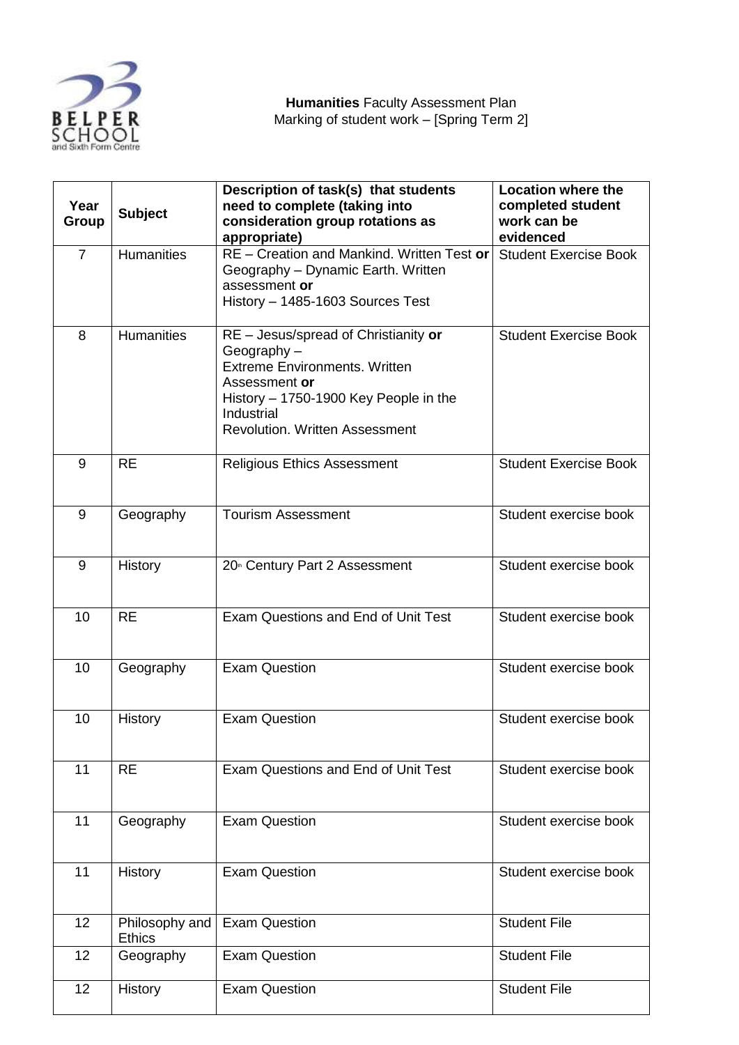**Humanities** Faculty Assessment Plan
Marking of student work – [Spring Term 2]

| Year Group | Subject | Description of task(s) that students need to complete (taking into consideration group rotations as appropriate) | Location where the completed student work can be evidenced |
|---|---|---|---|
| 7 | Humanities | RE – Creation and Mankind. Written Test **or** Geography – Dynamic Earth. Written assessment **or** History – 1485-1603 Sources Test | Student Exercise Book |
| 8 | Humanities | RE – Jesus/spread of Christianity **or** Geography – Extreme Environments. Written Assessment **or** History – 1750-1900 Key People in the Industrial Revolution. Written Assessment | Student Exercise Book |
| 9 | RE | Religious Ethics Assessment | Student Exercise Book |
| 9 | Geography | Tourism Assessment | Student exercise book |
| 9 | History | 20th Century Part 2 Assessment | Student exercise book |
| 10 | RE | Exam Questions and End of Unit Test | Student exercise book |
| 10 | Geography | Exam Question | Student exercise book |
| 10 | History | Exam Question | Student exercise book |
| 11 | RE | Exam Questions and End of Unit Test | Student exercise book |
| 11 | Geography | Exam Question | Student exercise book |
| 11 | History | Exam Question | Student exercise book |
| 12 | Philosophy and Ethics | Exam Question | Student File |
| 12 | Geography | Exam Question | Student File |
| 12 | History | Exam Question | Student File |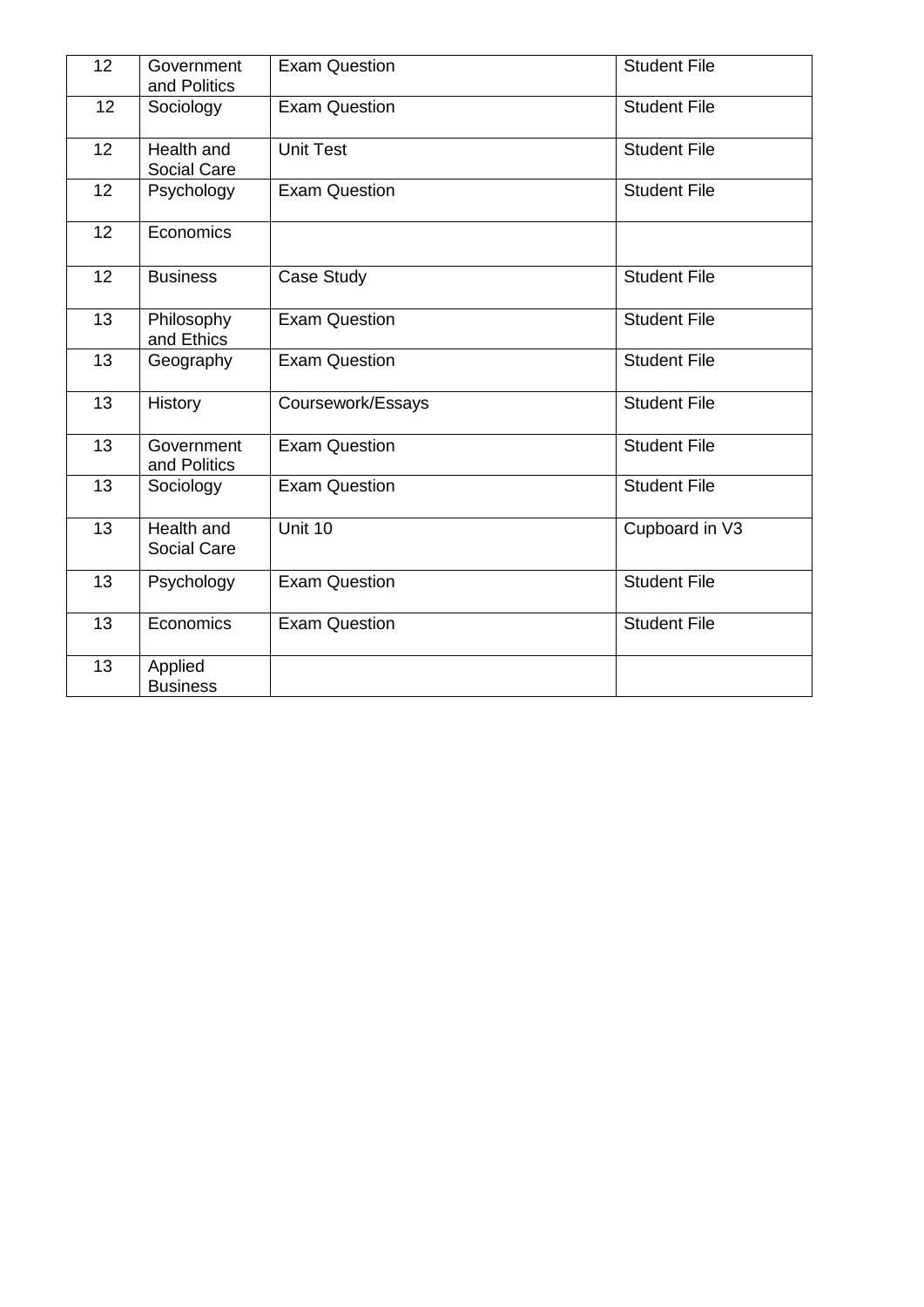| | | | |
|---|---|---|---|
| 12 | Government and Politics | Exam Question | Student File |
| 12 | Sociology | Exam Question | Student File |
| 12 | Health and Social Care | Unit Test | Student File |
| 12 | Psychology | Exam Question | Student File |
| 12 | Economics | | |
| 12 | Business | Case Study | Student File |
| 13 | Philosophy and Ethics | Exam Question | Student File |
| 13 | Geography | Exam Question | Student File |
| 13 | History | Coursework/Essays | Student File |
| 13 | Government and Politics | Exam Question | Student File |
| 13 | Sociology | Exam Question | Student File |
| 13 | Health and Social Care | Unit 10 | Cupboard in V3 |
| 13 | Psychology | Exam Question | Student File |
| 13 | Economics | Exam Question | Student File |
| 13 | Applied Business | | |